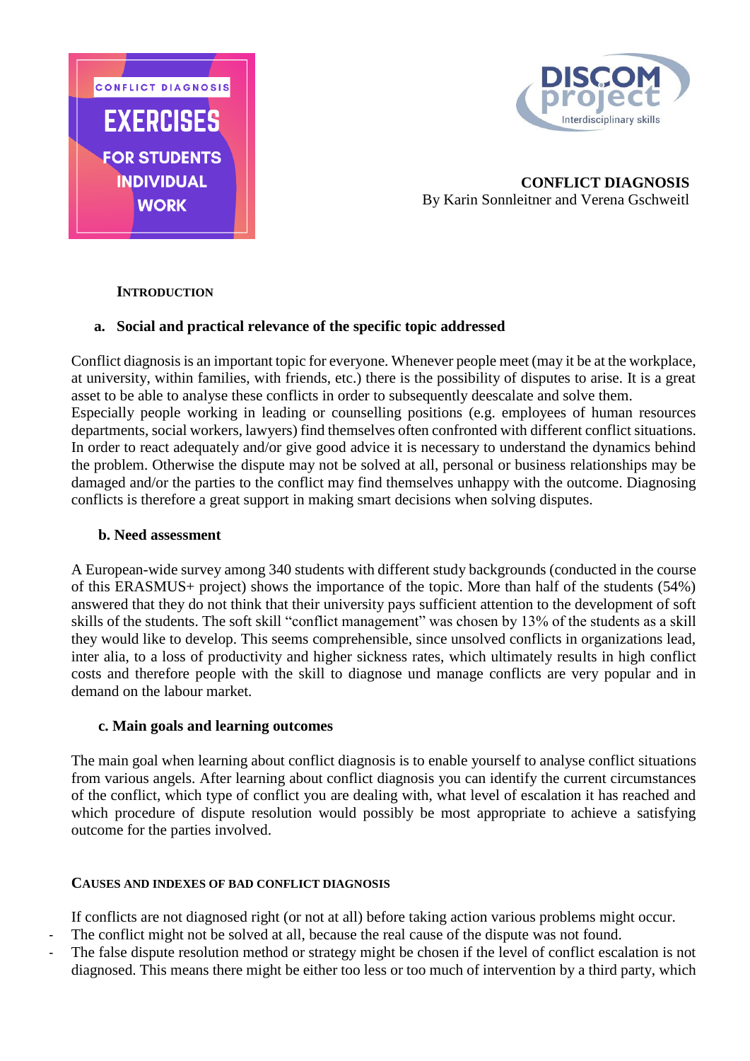CONFLICT DIAGNOSIS

EXERCISES

FOR STUDENTS INDIVIDUAL WORK

DISCOM project

Interdisciplinary skills

**CONFLICT DIAGNOSIS**

By Karin Sonnleitner and Verena Gschweitl

## INTRODUCTION

### a. Social and practical relevance of the specific topic addressed

Conflict diagnosis is an important topic for everyone. Whenever people meet (may it be at the workplace, at university, within families, with friends, etc.) there is the possibility of disputes to arise. It is a great asset to be able to analyse these conflicts in order to subsequently deescalate and solve them.
Especially people working in leading or counselling positions (e.g. employees of human resources departments, social workers, lawyers) find themselves often confronted with different conflict situations. In order to react adequately and/or give good advice it is necessary to understand the dynamics behind the problem. Otherwise the dispute may not be solved at all, personal or business relationships may be damaged and/or the parties to the conflict may find themselves unhappy with the outcome. Diagnosing conflicts is therefore a great support in making smart decisions when solving disputes.

### b. Need assessment

A European-wide survey among 340 students with different study backgrounds (conducted in the course of this ERASMUS+ project) shows the importance of the topic. More than half of the students (54%) answered that they do not think that their university pays sufficient attention to the development of soft skills of the students. The soft skill "conflict management" was chosen by 13% of the students as a skill they would like to develop. This seems comprehensible, since unsolved conflicts in organizations lead, inter alia, to a loss of productivity and higher sickness rates, which ultimately results in high conflict costs and therefore people with the skill to diagnose und manage conflicts are very popular and in demand on the labour market.

### c. Main goals and learning outcomes

The main goal when learning about conflict diagnosis is to enable yourself to analyse conflict situations from various angels. After learning about conflict diagnosis you can identify the current circumstances of the conflict, which type of conflict you are dealing with, what level of escalation it has reached and which procedure of dispute resolution would possibly be most appropriate to achieve a satisfying outcome for the parties involved.

## CAUSES AND INDEXES OF BAD CONFLICT DIAGNOSIS

If conflicts are not diagnosed right (or not at all) before taking action various problems might occur.

- The conflict might not be solved at all, because the real cause of the dispute was not found.
- The false dispute resolution method or strategy might be chosen if the level of conflict escalation is not diagnosed. This means there might be either too less or too much of intervention by a third party, which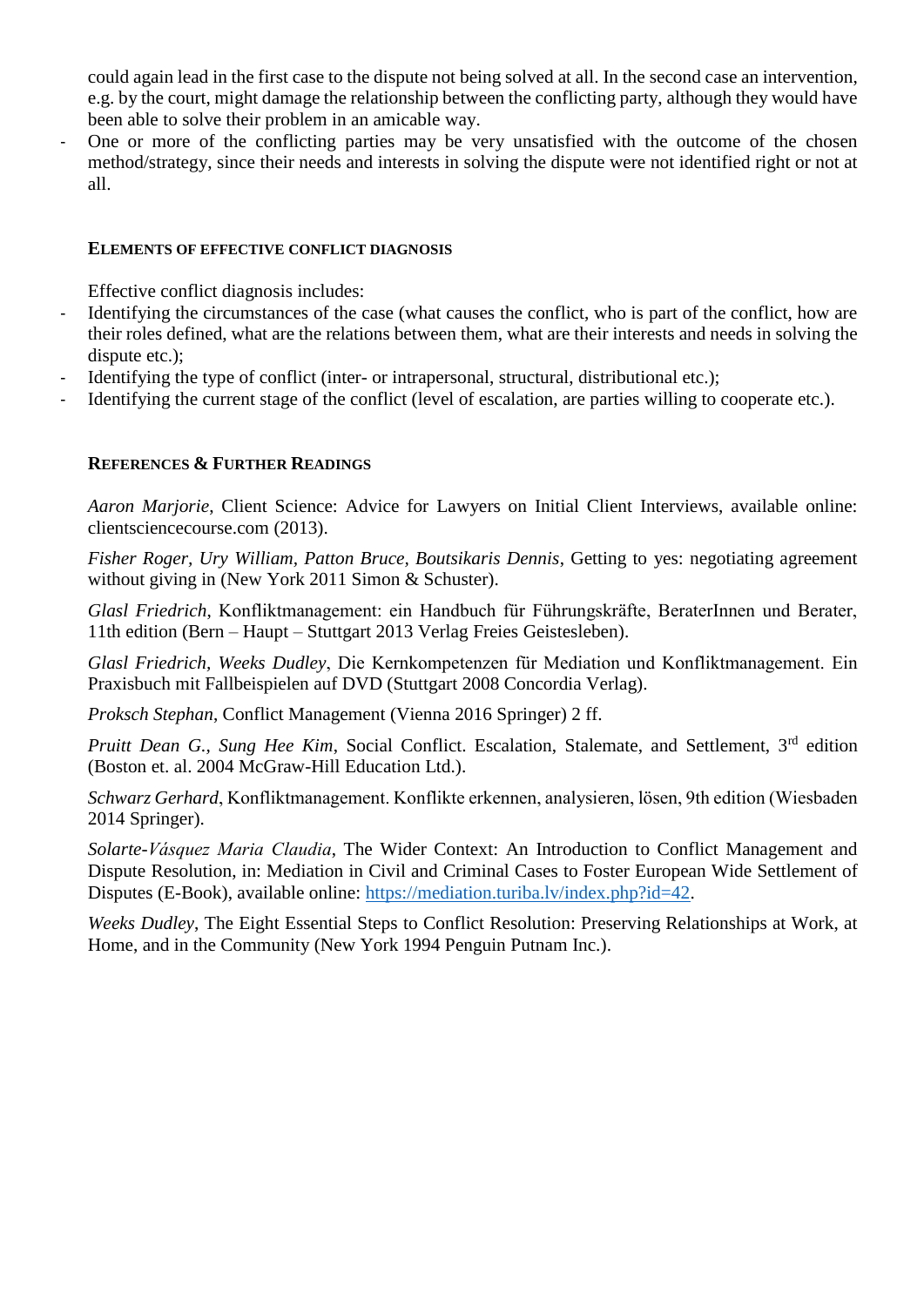could again lead in the first case to the dispute not being solved at all. In the second case an intervention, e.g. by the court, might damage the relationship between the conflicting party, although they would have been able to solve their problem in an amicable way.

- One or more of the conflicting parties may be very unsatisfied with the outcome of the chosen method/strategy, since their needs and interests in solving the dispute were not identified right or not at all.

## Elements of effective conflict diagnosis

Effective conflict diagnosis includes:

- Identifying the circumstances of the case (what causes the conflict, who is part of the conflict, how are their roles defined, what are the relations between them, what are their interests and needs in solving the dispute etc.);
- Identifying the type of conflict (inter- or intrapersonal, structural, distributional etc.);
- Identifying the current stage of the conflict (level of escalation, are parties willing to cooperate etc.).

## References & Further Readings

*Aaron Marjorie*, Client Science: Advice for Lawyers on Initial Client Interviews, available online: clientsciencecourse.com (2013).

*Fisher Roger, Ury William, Patton Bruce, Boutsikaris Dennis*, Getting to yes: negotiating agreement without giving in (New York 2011 Simon & Schuster).

*Glasl Friedrich*, Konfliktmanagement: ein Handbuch für Führungskräfte, BeraterInnen und Berater, 11th edition (Bern – Haupt – Stuttgart 2013 Verlag Freies Geistesleben).

*Glasl Friedrich, Weeks Dudley*, Die Kernkompetenzen für Mediation und Konfliktmanagement. Ein Praxisbuch mit Fallbeispielen auf DVD (Stuttgart 2008 Concordia Verlag).

*Proksch Stephan*, Conflict Management (Vienna 2016 Springer) 2 ff.

*Pruitt Dean G., Sung Hee Kim*, Social Conflict. Escalation, Stalemate, and Settlement, 3rd edition (Boston et. al. 2004 McGraw-Hill Education Ltd.).

*Schwarz Gerhard*, Konfliktmanagement. Konflikte erkennen, analysieren, lösen, 9th edition (Wiesbaden 2014 Springer).

*Solarte-Vásquez Maria Claudia*, The Wider Context: An Introduction to Conflict Management and Dispute Resolution, in: Mediation in Civil and Criminal Cases to Foster European Wide Settlement of Disputes (E-Book), available online: https://mediation.turiba.lv/index.php?id=42.

*Weeks Dudley*, The Eight Essential Steps to Conflict Resolution: Preserving Relationships at Work, at Home, and in the Community (New York 1994 Penguin Putnam Inc.).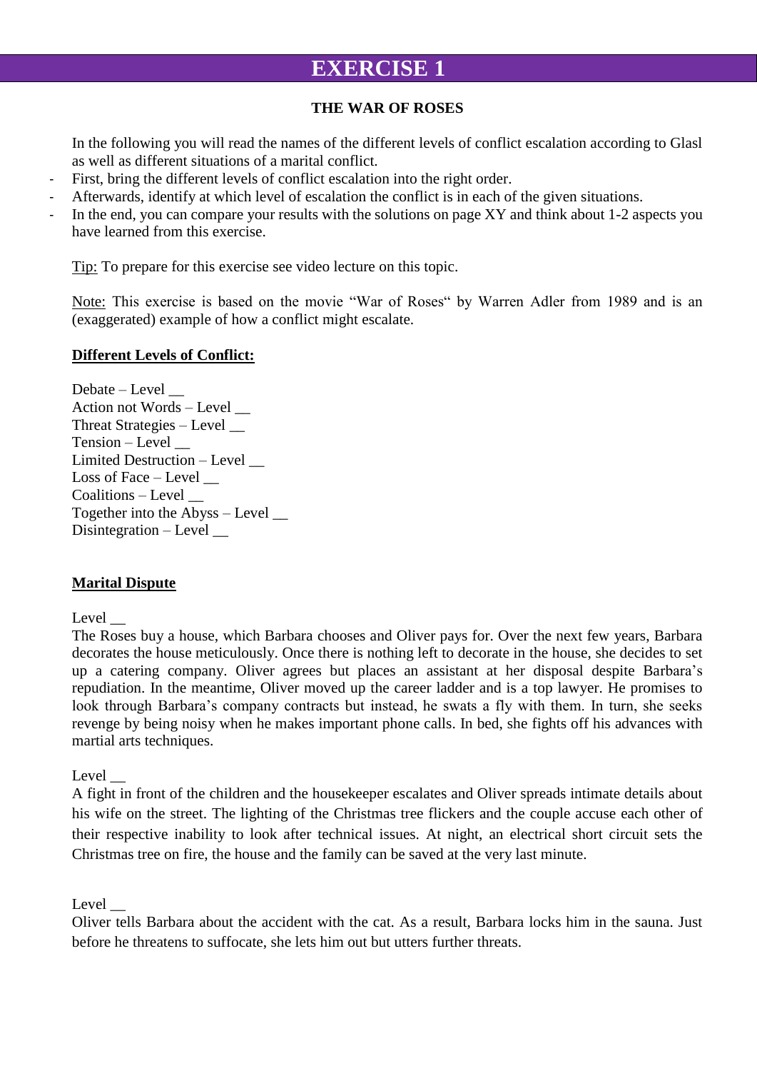# EXERCISE 1

**THE WAR OF ROSES**

In the following you will read the names of the different levels of conflict escalation according to Glasl as well as different situations of a marital conflict.

- First, bring the different levels of conflict escalation into the right order.
- Afterwards, identify at which level of escalation the conflict is in each of the given situations.
- In the end, you can compare your results with the solutions on page XY and think about 1-2 aspects you have learned from this exercise.

Tip: To prepare for this exercise see video lecture on this topic.

Note: This exercise is based on the movie "War of Roses" by Warren Adler from 1989 and is an (exaggerated) example of how a conflict might escalate.

**Different Levels of Conflict:**

Debate – Level __
Action not Words – Level __
Threat Strategies – Level __
Tension – Level __
Limited Destruction – Level __
Loss of Face – Level __
Coalitions – Level __
Together into the Abyss – Level __
Disintegration – Level __

**Marital Dispute**

Level __
The Roses buy a house, which Barbara chooses and Oliver pays for. Over the next few years, Barbara decorates the house meticulously. Once there is nothing left to decorate in the house, she decides to set up a catering company. Oliver agrees but places an assistant at her disposal despite Barbara's repudiation. In the meantime, Oliver moved up the career ladder and is a top lawyer. He promises to look through Barbara's company contracts but instead, he swats a fly with them. In turn, she seeks revenge by being noisy when he makes important phone calls. In bed, she fights off his advances with martial arts techniques.

Level __
A fight in front of the children and the housekeeper escalates and Oliver spreads intimate details about his wife on the street. The lighting of the Christmas tree flickers and the couple accuse each other of their respective inability to look after technical issues. At night, an electrical short circuit sets the Christmas tree on fire, the house and the family can be saved at the very last minute.

Level __
Oliver tells Barbara about the accident with the cat. As a result, Barbara locks him in the sauna. Just before he threatens to suffocate, she lets him out but utters further threats.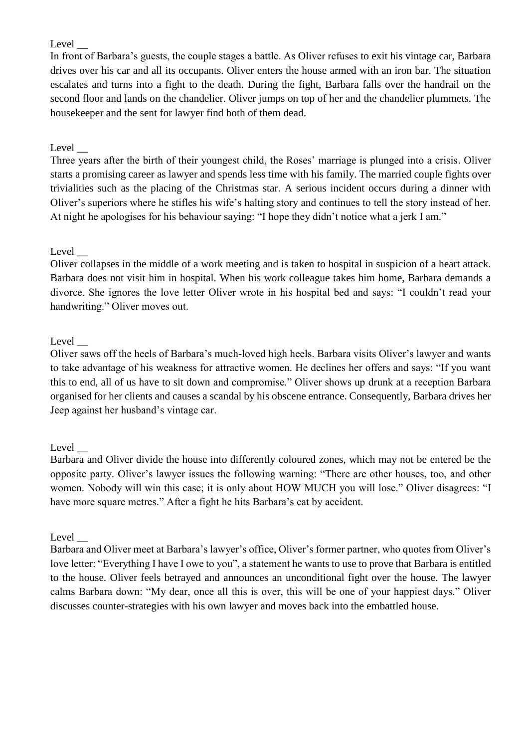Level __

In front of Barbara's guests, the couple stages a battle. As Oliver refuses to exit his vintage car, Barbara drives over his car and all its occupants. Oliver enters the house armed with an iron bar. The situation escalates and turns into a fight to the death. During the fight, Barbara falls over the handrail on the second floor and lands on the chandelier. Oliver jumps on top of her and the chandelier plummets. The housekeeper and the sent for lawyer find both of them dead.

Level __

Three years after the birth of their youngest child, the Roses' marriage is plunged into a crisis. Oliver starts a promising career as lawyer and spends less time with his family. The married couple fights over trivialities such as the placing of the Christmas star. A serious incident occurs during a dinner with Oliver's superiors where he stifles his wife's halting story and continues to tell the story instead of her. At night he apologises for his behaviour saying: "I hope they didn't notice what a jerk I am."

Level __

Oliver collapses in the middle of a work meeting and is taken to hospital in suspicion of a heart attack. Barbara does not visit him in hospital. When his work colleague takes him home, Barbara demands a divorce. She ignores the love letter Oliver wrote in his hospital bed and says: "I couldn't read your handwriting." Oliver moves out.

Level __

Oliver saws off the heels of Barbara's much-loved high heels. Barbara visits Oliver's lawyer and wants to take advantage of his weakness for attractive women. He declines her offers and says: "If you want this to end, all of us have to sit down and compromise." Oliver shows up drunk at a reception Barbara organised for her clients and causes a scandal by his obscene entrance. Consequently, Barbara drives her Jeep against her husband's vintage car.

Level __

Barbara and Oliver divide the house into differently coloured zones, which may not be entered be the opposite party. Oliver's lawyer issues the following warning: "There are other houses, too, and other women. Nobody will win this case; it is only about HOW MUCH you will lose." Oliver disagrees: "I have more square metres." After a fight he hits Barbara's cat by accident.

Level __

Barbara and Oliver meet at Barbara's lawyer's office, Oliver's former partner, who quotes from Oliver's love letter: "Everything I have I owe to you", a statement he wants to use to prove that Barbara is entitled to the house. Oliver feels betrayed and announces an unconditional fight over the house. The lawyer calms Barbara down: "My dear, once all this is over, this will be one of your happiest days." Oliver discusses counter-strategies with his own lawyer and moves back into the embattled house.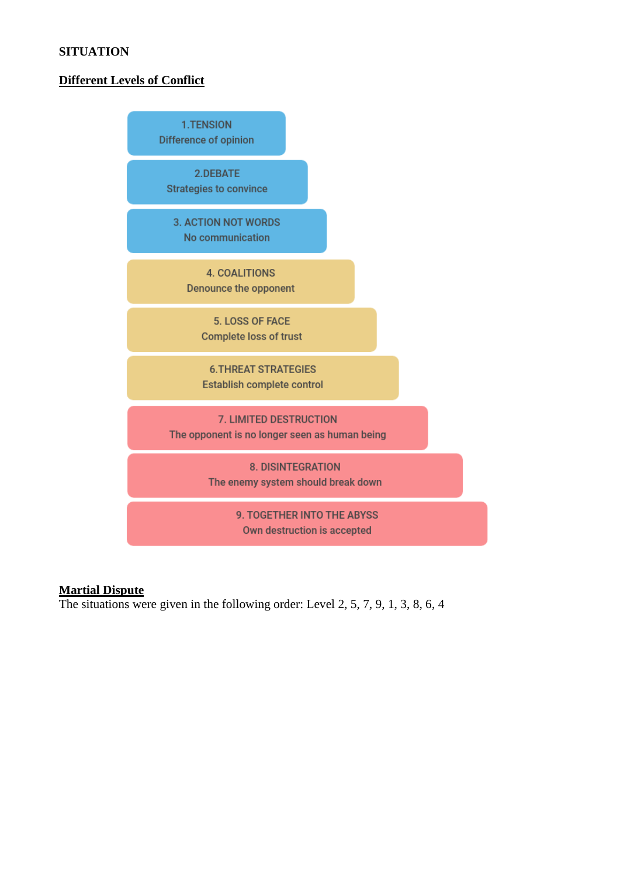**SITUATION**

## Different Levels of Conflict

1. **TENSION**
   Difference of opinion
2. **DEBATE**
   Strategies to convince
3. **ACTION NOT WORDS**
   No communication
4. **COALITIONS**
   Denounce the opponent
5. **LOSS OF FACE**
   Complete loss of trust
6. **THREAT STRATEGIES**
   Establish complete control
7. **LIMITED DESTRUCTION**
   The opponent is no longer seen as human being
8. **DISINTEGRATION**
   The enemy system should break down
9. **TOGETHER INTO THE ABYSS**
   Own destruction is accepted

## Martial Dispute

The situations were given in the following order: Level 2, 5, 7, 9, 1, 3, 8, 6, 4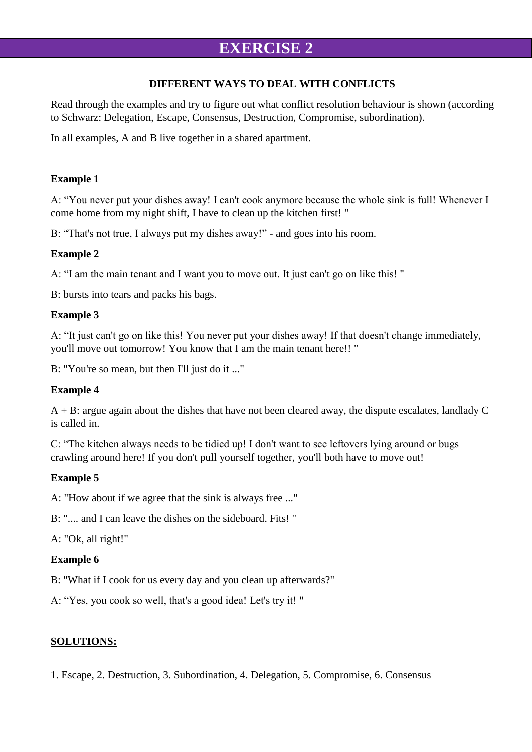# EXERCISE 2

## DIFFERENT WAYS TO DEAL WITH CONFLICTS

Read through the examples and try to figure out what conflict resolution behaviour is shown (according to Schwarz: Delegation, Escape, Consensus, Destruction, Compromise, subordination).

In all examples, A and B live together in a shared apartment.

**Example 1**

A: “You never put your dishes away! I can't cook anymore because the whole sink is full! Whenever I come home from my night shift, I have to clean up the kitchen first! "

B: “That's not true, I always put my dishes away!” - and goes into his room.

**Example 2**

A: “I am the main tenant and I want you to move out. It just can't go on like this! "

B: bursts into tears and packs his bags.

**Example 3**

A: “It just can't go on like this! You never put your dishes away! If that doesn't change immediately, you'll move out tomorrow! You know that I am the main tenant here!! "

B: "You're so mean, but then I'll just do it ..."

**Example 4**

A + B: argue again about the dishes that have not been cleared away, the dispute escalates, landlady C is called in.

C: “The kitchen always needs to be tidied up! I don't want to see leftovers lying around or bugs crawling around here! If you don't pull yourself together, you'll both have to move out!

**Example 5**

A: "How about if we agree that the sink is always free ..."

B: ".... and I can leave the dishes on the sideboard. Fits! "

A: "Ok, all right!"

**Example 6**

B: "What if I cook for us every day and you clean up afterwards?"

A: “Yes, you cook so well, that's a good idea! Let's try it! "

**SOLUTIONS:**

1. Escape, 2. Destruction, 3. Subordination, 4. Delegation, 5. Compromise, 6. Consensus